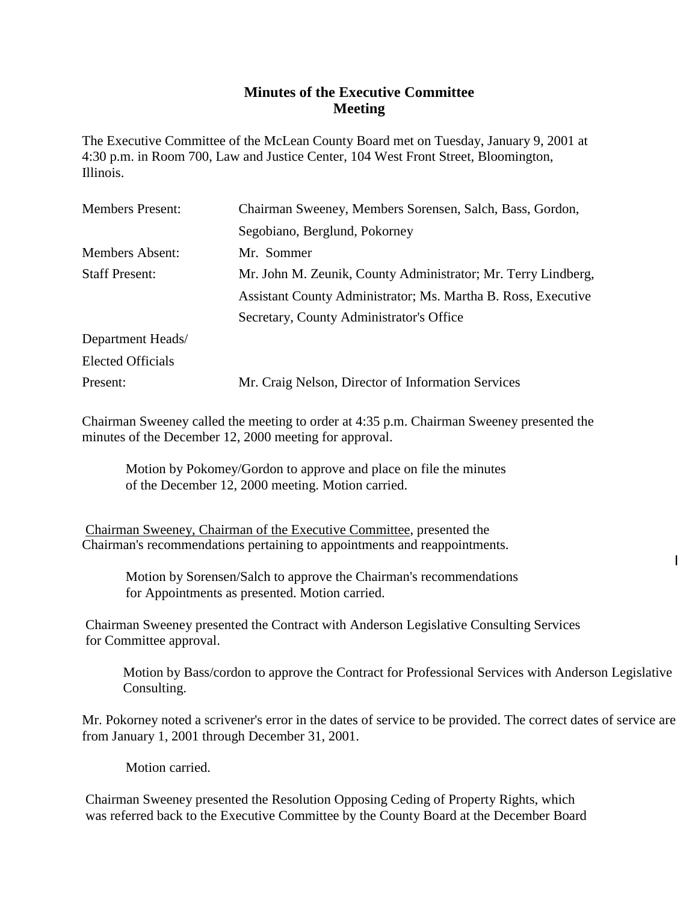**Minutes of the Executive Committee Meeting**

The Executive Committee of the McLean County Board met on Tuesday, January 9, 2001 at 4:30 p.m. in Room 700, Law and Justice Center, 104 West Front Street, Bloomington, Illinois.

| | |
|---|---|
| Members Present: | Chairman Sweeney, Members Sorensen, Salch, Bass, Gordon, Segobiano, Berglund, Pokorney |
| Members Absent: | Mr. Sommer |
| Staff Present: | Mr. John M. Zeunik, County Administrator; Mr. Terry Lindberg, Assistant County Administrator; Ms. Martha B. Ross, Executive Secretary, County Administrator's Office |
| Department Heads/ Elected Officials Present: | Mr. Craig Nelson, Director of Information Services |

Chairman Sweeney called the meeting to order at 4:35 p.m. Chairman Sweeney presented the minutes of the December 12, 2000 meeting for approval.

> Motion by Pokomey/Gordon to approve and place on file the minutes of the December 12, 2000 meeting. Motion carried.

Chairman Sweeney, Chairman of the Executive Committee, presented the Chairman's recommendations pertaining to appointments and reappointments.

> Motion by Sorensen/Salch to approve the Chairman's recommendations for Appointments as presented. Motion carried.

Chairman Sweeney presented the Contract with Anderson Legislative Consulting Services for Committee approval.

> Motion by Bass/cordon to approve the Contract for Professional Services with Anderson Legislative Consulting.

Mr. Pokorney noted a scrivener's error in the dates of service to be provided. The correct dates of service are from January 1, 2001 through December 31, 2001.

> Motion carried.

Chairman Sweeney presented the Resolution Opposing Ceding of Property Rights, which was referred back to the Executive Committee by the County Board at the December Board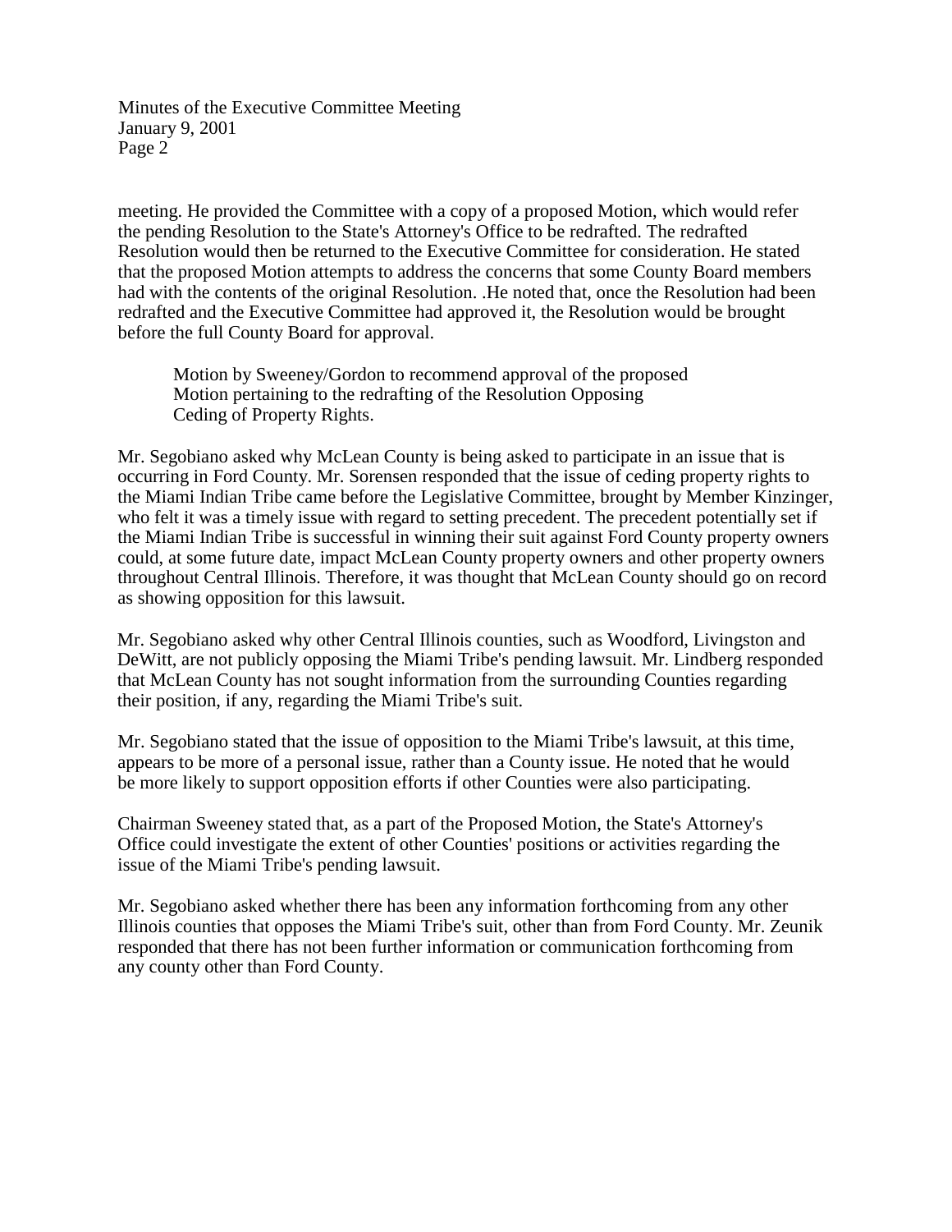meeting. He provided the Committee with a copy of a proposed Motion, which would refer the pending Resolution to the State's Attorney's Office to be redrafted. The redrafted Resolution would then be returned to the Executive Committee for consideration. He stated that the proposed Motion attempts to address the concerns that some County Board members had with the contents of the original Resolution. .He noted that, once the Resolution had been redrafted and the Executive Committee had approved it, the Resolution would be brought before the full County Board for approval.

> Motion by Sweeney/Gordon to recommend approval of the proposed Motion pertaining to the redrafting of the Resolution Opposing Ceding of Property Rights.

Mr. Segobiano asked why McLean County is being asked to participate in an issue that is occurring in Ford County. Mr. Sorensen responded that the issue of ceding property rights to the Miami Indian Tribe came before the Legislative Committee, brought by Member Kinzinger, who felt it was a timely issue with regard to setting precedent. The precedent potentially set if the Miami Indian Tribe is successful in winning their suit against Ford County property owners could, at some future date, impact McLean County property owners and other property owners throughout Central Illinois. Therefore, it was thought that McLean County should go on record as showing opposition for this lawsuit.

Mr. Segobiano asked why other Central Illinois counties, such as Woodford, Livingston and DeWitt, are not publicly opposing the Miami Tribe's pending lawsuit. Mr. Lindberg responded that McLean County has not sought information from the surrounding Counties regarding their position, if any, regarding the Miami Tribe's suit.

Mr. Segobiano stated that the issue of opposition to the Miami Tribe's lawsuit, at this time, appears to be more of a personal issue, rather than a County issue. He noted that he would be more likely to support opposition efforts if other Counties were also participating.

Chairman Sweeney stated that, as a part of the Proposed Motion, the State's Attorney's Office could investigate the extent of other Counties' positions or activities regarding the issue of the Miami Tribe's pending lawsuit.

Mr. Segobiano asked whether there has been any information forthcoming from any other Illinois counties that opposes the Miami Tribe's suit, other than from Ford County. Mr. Zeunik responded that there has not been further information or communication forthcoming from any county other than Ford County.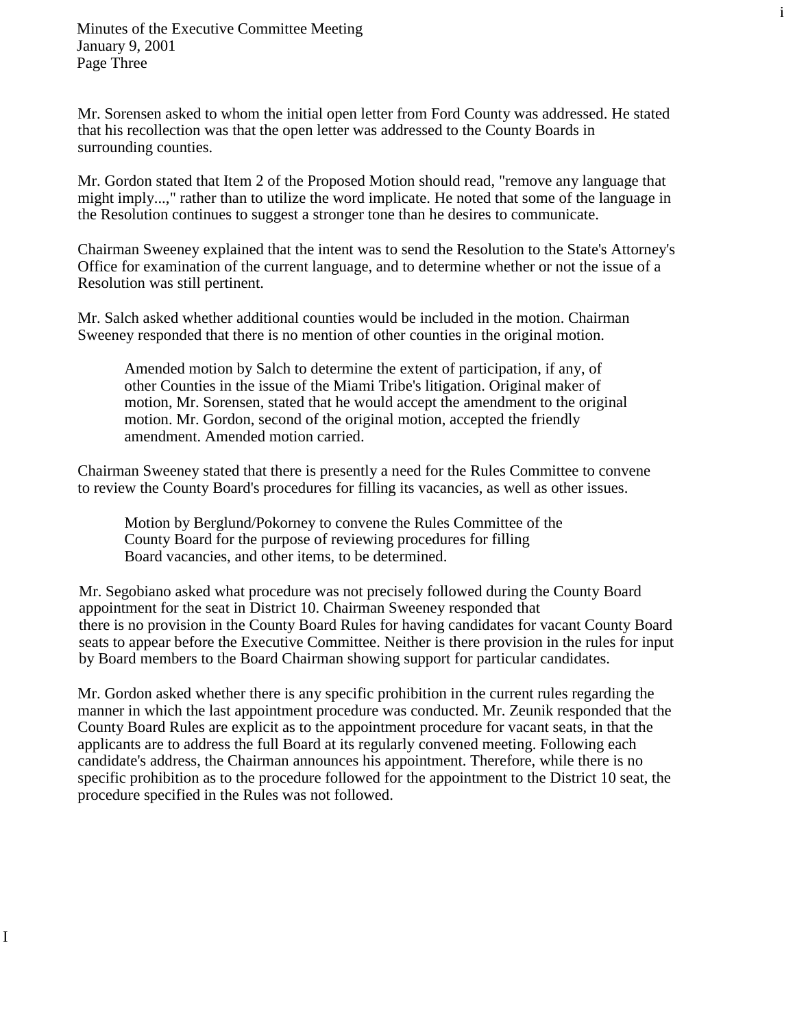Mr. Sorensen asked to whom the initial open letter from Ford County was addressed. He stated that his recollection was that the open letter was addressed to the County Boards in surrounding counties.

Mr. Gordon stated that Item 2 of the Proposed Motion should read, "remove any language that might imply...," rather than to utilize the word implicate. He noted that some of the language in the Resolution continues to suggest a stronger tone than he desires to communicate.

Chairman Sweeney explained that the intent was to send the Resolution to the State's Attorney's Office for examination of the current language, and to determine whether or not the issue of a Resolution was still pertinent.

Mr. Salch asked whether additional counties would be included in the motion. Chairman Sweeney responded that there is no mention of other counties in the original motion.

> Amended motion by Salch to determine the extent of participation, if any, of other Counties in the issue of the Miami Tribe's litigation. Original maker of motion, Mr. Sorensen, stated that he would accept the amendment to the original motion. Mr. Gordon, second of the original motion, accepted the friendly amendment. Amended motion carried.

Chairman Sweeney stated that there is presently a need for the Rules Committee to convene to review the County Board's procedures for filling its vacancies, as well as other issues.

> Motion by Berglund/Pokorney to convene the Rules Committee of the County Board for the purpose of reviewing procedures for filling Board vacancies, and other items, to be determined.

Mr. Segobiano asked what procedure was not precisely followed during the County Board appointment for the seat in District 10. Chairman Sweeney responded that there is no provision in the County Board Rules for having candidates for vacant County Board seats to appear before the Executive Committee. Neither is there provision in the rules for input by Board members to the Board Chairman showing support for particular candidates.

Mr. Gordon asked whether there is any specific prohibition in the current rules regarding the manner in which the last appointment procedure was conducted. Mr. Zeunik responded that the County Board Rules are explicit as to the appointment procedure for vacant seats, in that the applicants are to address the full Board at its regularly convened meeting. Following each candidate's address, the Chairman announces his appointment. Therefore, while there is no specific prohibition as to the procedure followed for the appointment to the District 10 seat, the procedure specified in the Rules was not followed.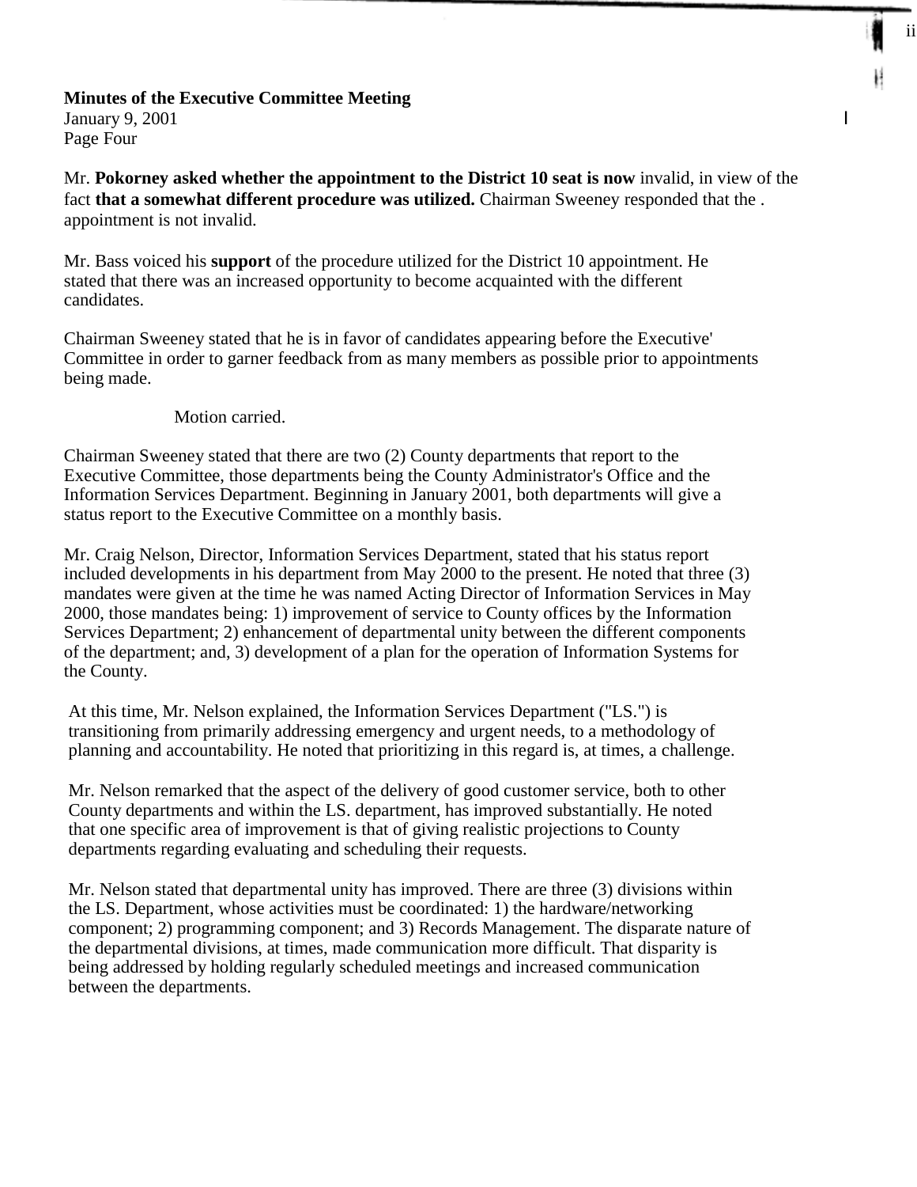**Minutes of the Executive Committee Meeting**
January 9, 2001
Page Four

Mr. **Pokorney asked whether the appointment to the District 10 seat is now** invalid, in view of the fact **that a somewhat different procedure was utilized.** Chairman Sweeney responded that the . appointment is not invalid.

Mr. Bass voiced his **support** of the procedure utilized for the District 10 appointment. He stated that there was an increased opportunity to become acquainted with the different candidates.

Chairman Sweeney stated that he is in favor of candidates appearing before the Executive' Committee in order to garner feedback from as many members as possible prior to appointments being made.

Motion carried.

Chairman Sweeney stated that there are two (2) County departments that report to the Executive Committee, those departments being the County Administrator's Office and the Information Services Department. Beginning in January 2001, both departments will give a status report to the Executive Committee on a monthly basis.

Mr. Craig Nelson, Director, Information Services Department, stated that his status report included developments in his department from May 2000 to the present. He noted that three (3) mandates were given at the time he was named Acting Director of Information Services in May 2000, those mandates being: 1) improvement of service to County offices by the Information Services Department; 2) enhancement of departmental unity between the different components of the department; and, 3) development of a plan for the operation of Information Systems for the County.

At this time, Mr. Nelson explained, the Information Services Department ("LS.") is transitioning from primarily addressing emergency and urgent needs, to a methodology of planning and accountability. He noted that prioritizing in this regard is, at times, a challenge.

Mr. Nelson remarked that the aspect of the delivery of good customer service, both to other County departments and within the LS. department, has improved substantially. He noted that one specific area of improvement is that of giving realistic projections to County departments regarding evaluating and scheduling their requests.

Mr. Nelson stated that departmental unity has improved. There are three (3) divisions within the LS. Department, whose activities must be coordinated: 1) the hardware/networking component; 2) programming component; and 3) Records Management. The disparate nature of the departmental divisions, at times, made communication more difficult. That disparity is being addressed by holding regularly scheduled meetings and increased communication between the departments.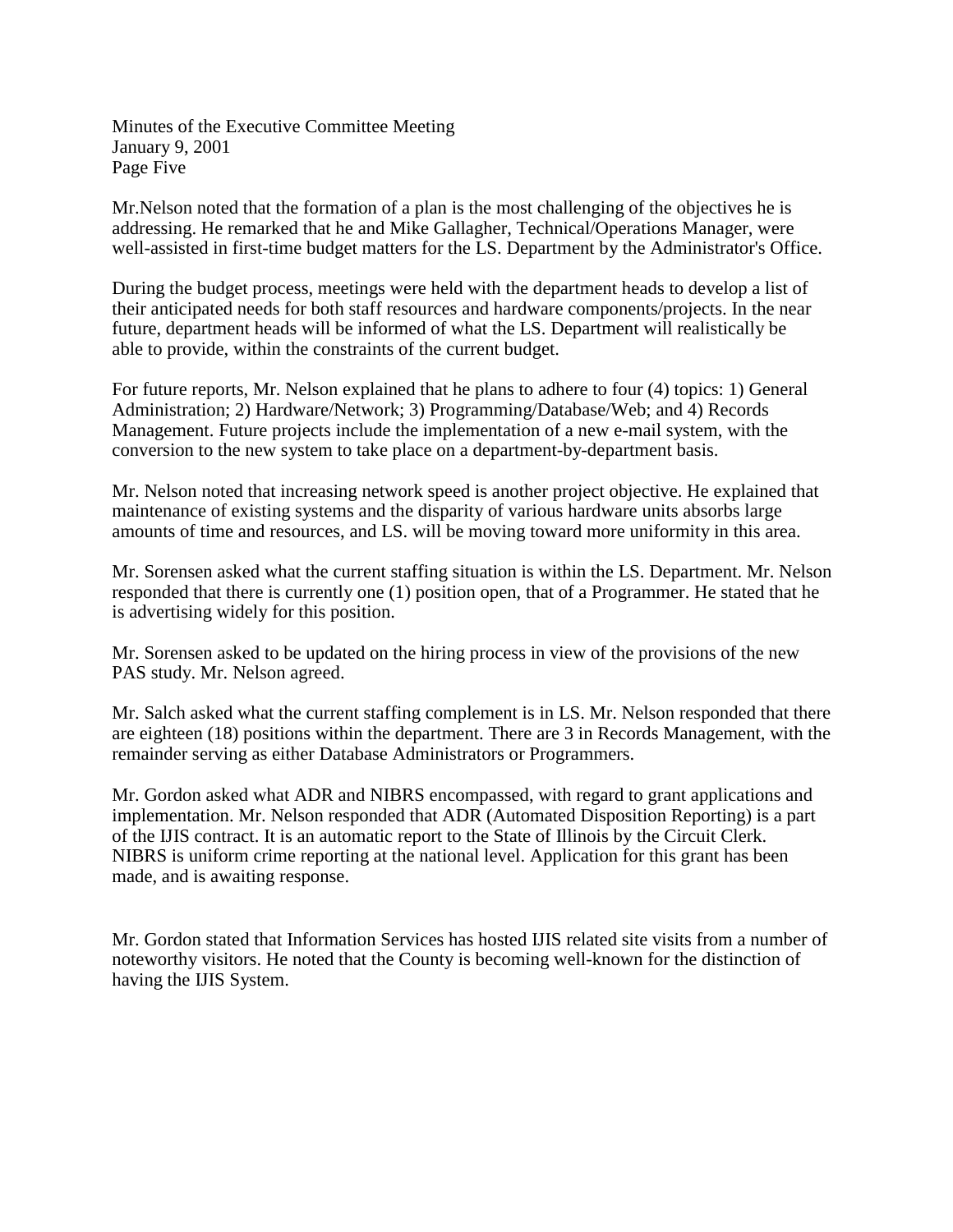Minutes of the Executive Committee Meeting
January 9, 2001
Page Five

Mr.Nelson noted that the formation of a plan is the most challenging of the objectives he is addressing. He remarked that he and Mike Gallagher, Technical/Operations Manager, were well-assisted in first-time budget matters for the I.S. Department by the Administrator's Office.

During the budget process, meetings were held with the department heads to develop a list of their anticipated needs for both staff resources and hardware components/projects. In the near future, department heads will be informed of what the I.S. Department will realistically be able to provide, within the constraints of the current budget.

For future reports, Mr. Nelson explained that he plans to adhere to four (4) topics: 1) General Administration; 2) Hardware/Network; 3) Programming/Database/Web; and 4) Records Management. Future projects include the implementation of a new e-mail system, with the conversion to the new system to take place on a department-by-department basis.

Mr. Nelson noted that increasing network speed is another project objective. He explained that maintenance of existing systems and the disparity of various hardware units absorbs large amounts of time and resources, and I.S. will be moving toward more uniformity in this area.

Mr. Sorensen asked what the current staffing situation is within the I.S. Department. Mr. Nelson responded that there is currently one (1) position open, that of a Programmer. He stated that he is advertising widely for this position.

Mr. Sorensen asked to be updated on the hiring process in view of the provisions of the new PAS study. Mr. Nelson agreed.

Mr. Salch asked what the current staffing complement is in I.S. Mr. Nelson responded that there are eighteen (18) positions within the department. There are 3 in Records Management, with the remainder serving as either Database Administrators or Programmers.

Mr. Gordon asked what ADR and NIBRS encompassed, with regard to grant applications and implementation. Mr. Nelson responded that ADR (Automated Disposition Reporting) is a part of the IJIS contract. It is an automatic report to the State of Illinois by the Circuit Clerk. NIBRS is uniform crime reporting at the national level. Application for this grant has been made, and is awaiting response.

Mr. Gordon stated that Information Services has hosted IJIS related site visits from a number of noteworthy visitors. He noted that the County is becoming well-known for the distinction of having the IJIS System.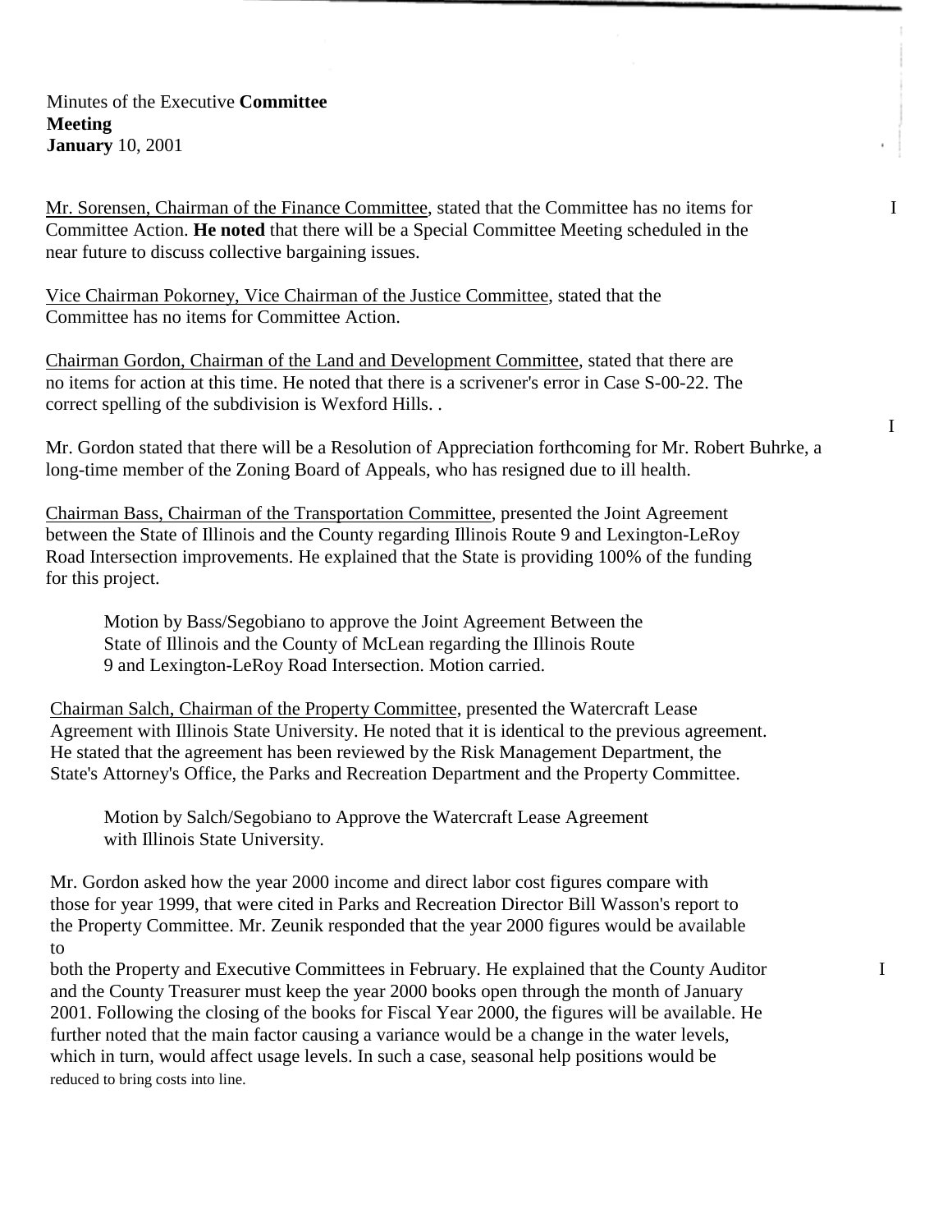Minutes of the Executive **Committee Meeting**
**January** 10, 2001

Mr. Sorensen, Chairman of the Finance Committee, stated that the Committee has no items for Committee Action. **He noted** that there will be a Special Committee Meeting scheduled in the near future to discuss collective bargaining issues.

Vice Chairman Pokorney, Vice Chairman of the Justice Committee, stated that the Committee has no items for Committee Action.

Chairman Gordon, Chairman of the Land and Development Committee, stated that there are no items for action at this time. He noted that there is a scrivener's error in Case S-00-22. The correct spelling of the subdivision is Wexford Hills. .

Mr. Gordon stated that there will be a Resolution of Appreciation forthcoming for Mr. Robert Buhrke, a long-time member of the Zoning Board of Appeals, who has resigned due to ill health.

Chairman Bass, Chairman of the Transportation Committee, presented the Joint Agreement between the State of Illinois and the County regarding Illinois Route 9 and Lexington-LeRoy Road Intersection improvements. He explained that the State is providing 100% of the funding for this project.

> Motion by Bass/Segobiano to approve the Joint Agreement Between the State of Illinois and the County of McLean regarding the Illinois Route 9 and Lexington-LeRoy Road Intersection. Motion carried.

Chairman Salch, Chairman of the Property Committee, presented the Watercraft Lease Agreement with Illinois State University. He noted that it is identical to the previous agreement. He stated that the agreement has been reviewed by the Risk Management Department, the State's Attorney's Office, the Parks and Recreation Department and the Property Committee.

> Motion by Salch/Segobiano to Approve the Watercraft Lease Agreement with Illinois State University.

Mr. Gordon asked how the year 2000 income and direct labor cost figures compare with those for year 1999, that were cited in Parks and Recreation Director Bill Wasson's report to the Property Committee. Mr. Zeunik responded that the year 2000 figures would be available to both the Property and Executive Committees in February. He explained that the County Auditor and the County Treasurer must keep the year 2000 books open through the month of January 2001. Following the closing of the books for Fiscal Year 2000, the figures will be available. He further noted that the main factor causing a variance would be a change in the water levels, which in turn, would affect usage levels. In such a case, seasonal help positions would be reduced to bring costs into line.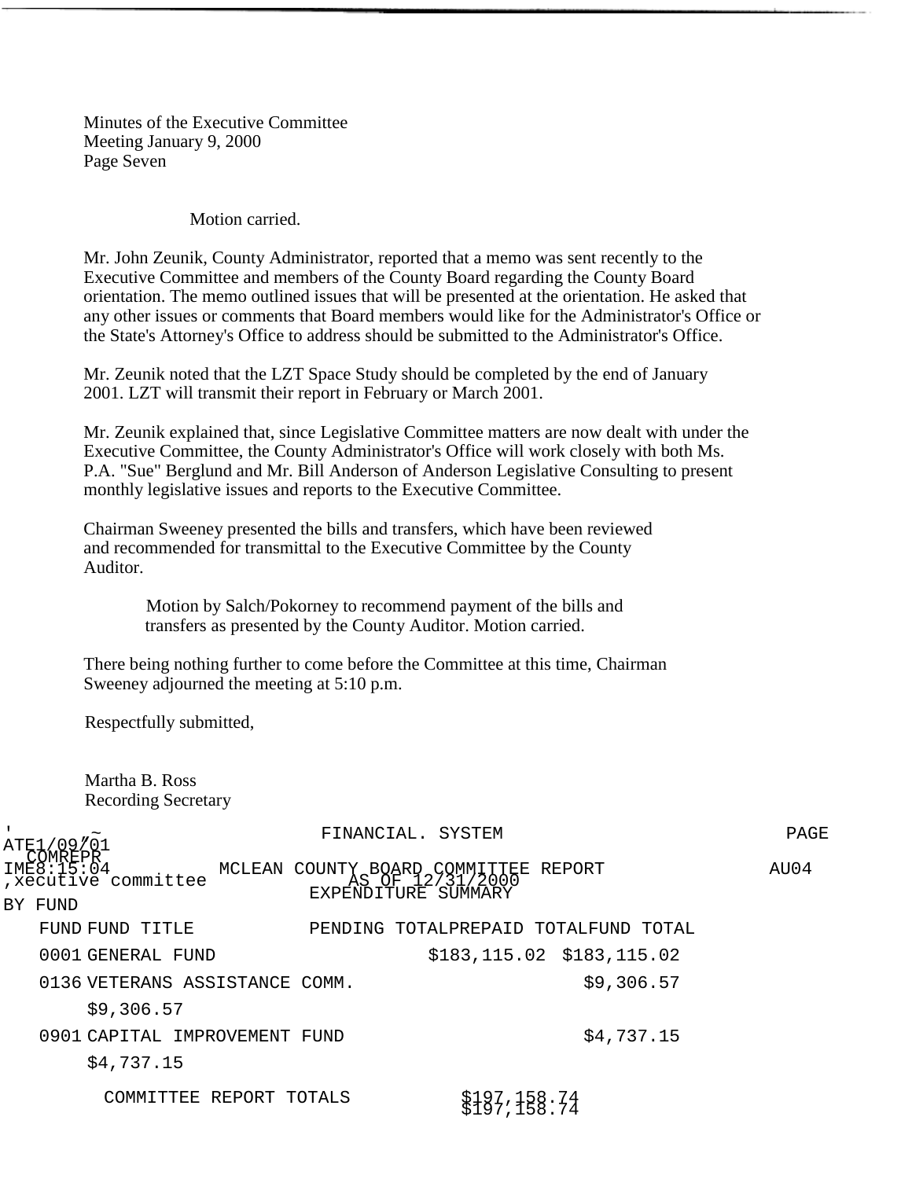Minutes of the Executive Committee
Meeting January 9, 2000
Page Seven

Motion carried.

Mr. John Zeunik, County Administrator, reported that a memo was sent recently to the Executive Committee and members of the County Board regarding the County Board orientation. The memo outlined issues that will be presented at the orientation. He asked that any other issues or comments that Board members would like for the Administrator's Office or the State's Attorney's Office to address should be submitted to the Administrator's Office.

Mr. Zeunik noted that the LZT Space Study should be completed by the end of January 2001. LZT will transmit their report in February or March 2001.

Mr. Zeunik explained that, since Legislative Committee matters are now dealt with under the Executive Committee, the County Administrator's Office will work closely with both Ms. P.A. "Sue" Berglund and Mr. Bill Anderson of Anderson Legislative Consulting to present monthly legislative issues and reports to the Executive Committee.

Chairman Sweeney presented the bills and transfers, which have been reviewed and recommended for transmittal to the Executive Committee by the County Auditor.

> Motion by Salch/Pokorney to recommend payment of the bills and transfers as presented by the County Auditor. Motion carried.

There being nothing further to come before the Committee at this time, Chairman Sweeney adjourned the meeting at 5:10 p.m.

Respectfully submitted,

Martha B. Ross
Recording Secretary

```
DATE 1/09/01                    FINANCIAL. SYSTEM                          PAGE
TIME 8:15:04      MCLEAN COUNTY BOARD COMMITTEE REPORT                     AU04
COMREPR                        AS OF 12/31/2000
Executive committee           EXPENDITURE SUMMARY
BY FUND
```

| FUND | FUND TITLE | PENDING TOTAL | PREPAID TOTAL | FUND TOTAL |
|---|---|---|---|---|
| 0001 | GENERAL FUND | | $183,115.02 | $183,115.02 |
| 0136 | VETERANS ASSISTANCE COMM. | | $9,306.57 | $9,306.57 |
| 0901 | CAPITAL IMPROVEMENT FUND | | $4,737.15 | $4,737.15 |
| | COMMITTEE REPORT TOTALS | | $197,158.74 | $197,158.74 |